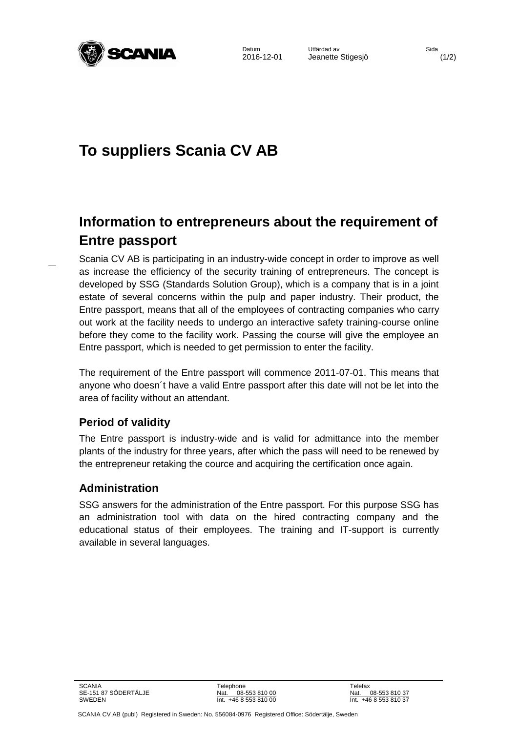# To suppliers Scania CV AB

## Information to entrepreneurs about the requirement of Entre passport

Scania CV AB is participating in an industry-wide concept in order to improve as well as increase the efficiency of the security training of entrepreneurs. The concept is developed by SSG (Standards Solution Group), which is a company that is in a joint estate of several concerns within the pulp and paper industry. Their product, the Entre passport, means that all of the employees of contracting companies who carry out work at the facility needs to undergo an interactive safety training-course online before they come to the facility work. Passing the course will give the employee an Entre passport, which is needed to get permission to enter the facility.

The requirement of the Entre passport will commence 2011-07-01. This means that anyone who doesn´t have a valid Entre passport after this date will not be let into the area of facility without an attendant.

### Period of validity

The Entre passport is industry-wide and is valid for admittance into the member plants of the industry for three years, after which the pass will need to be renewed by the entrepreneur retaking the cource and acquiring the certification once again.

### Administration

SSG answers for the administration of the Entre passport. For this purpose SSG has an administration tool with data on the hired contracting company and the educational status of their employees. The training and IT-support is currently available in several languages.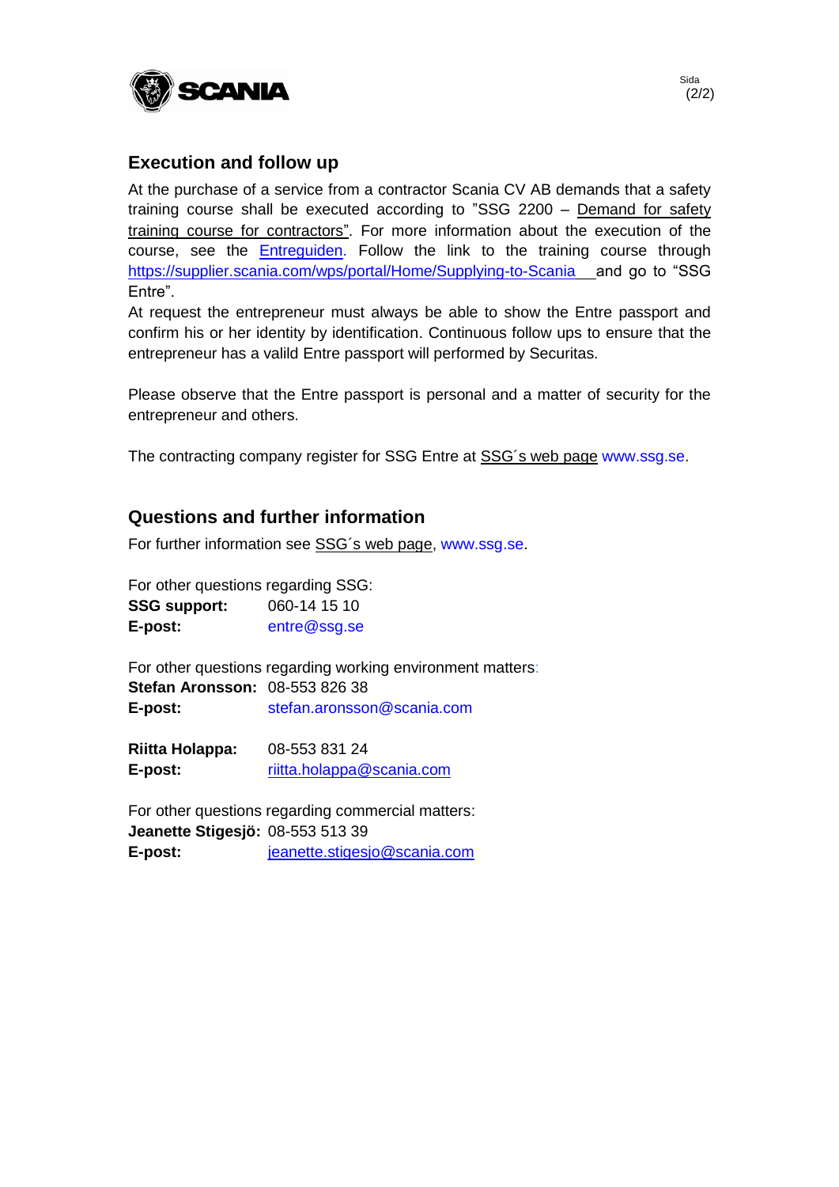## Execution and follow up

At the purchase of a service from a contractor Scania CV AB demands that a safety training course shall be executed according to ”SSG 2200 – Demand for safety training course for contractors”. For more information about the execution of the course, see the Entreguiden. Follow the link to the training course through https://supplier.scania.com/wps/portal/Home/Supplying-to-Scania and go to “SSG Entre”.

At request the entrepreneur must always be able to show the Entre passport and confirm his or her identity by identification. Continuous follow ups to ensure that the entrepreneur has a valild Entre passport will performed by Securitas.

Please observe that the Entre passport is personal and a matter of security for the entrepreneur and others.

The contracting company register for SSG Entre at SSG´s web page www.ssg.se.

## Questions and further information

For further information see SSG´s web page, www.ssg.se.

For other questions regarding SSG:

**SSG support:** 060-14 15 10

**E-post:** entre@ssg.se

For other questions regarding working environment matters:

**Stefan Aronsson:** 08-553 826 38

**E-post:** stefan.aronsson@scania.com

**Riitta Holappa:** 08-553 831 24

**E-post:** riitta.holappa@scania.com

For other questions regarding commercial matters:

**Jeanette Stigesjö:** 08-553 513 39

**E-post:** jeanette.stigesjo@scania.com